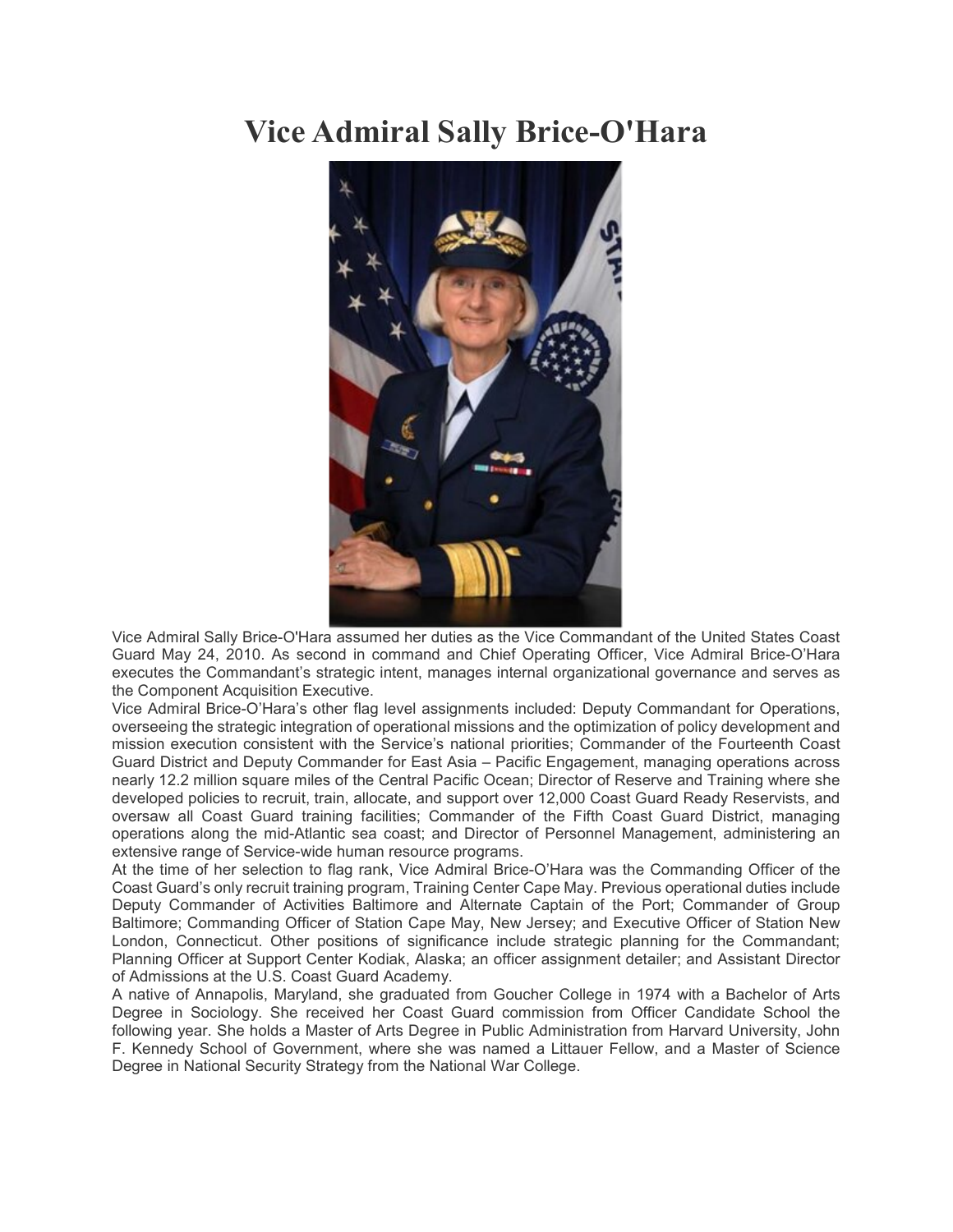# Vice Admiral Sally Brice-O'Hara

Vice Admiral Sally Brice-O'Hara assumed her duties as the Vice Commandant of the United States Coast Guard May 24, 2010. As second in command and Chief Operating Officer, Vice Admiral Brice-O'Hara executes the Commandant's strategic intent, manages internal organizational governance and serves as the Component Acquisition Executive.

Vice Admiral Brice-O'Hara's other flag level assignments included: Deputy Commandant for Operations, overseeing the strategic integration of operational missions and the optimization of policy development and mission execution consistent with the Service's national priorities; Commander of the Fourteenth Coast Guard District and Deputy Commander for East Asia – Pacific Engagement, managing operations across nearly 12.2 million square miles of the Central Pacific Ocean; Director of Reserve and Training where she developed policies to recruit, train, allocate, and support over 12,000 Coast Guard Ready Reservists, and oversaw all Coast Guard training facilities; Commander of the Fifth Coast Guard District, managing operations along the mid-Atlantic sea coast; and Director of Personnel Management, administering an extensive range of Service-wide human resource programs.

At the time of her selection to flag rank, Vice Admiral Brice-O'Hara was the Commanding Officer of the Coast Guard's only recruit training program, Training Center Cape May. Previous operational duties include Deputy Commander of Activities Baltimore and Alternate Captain of the Port; Commander of Group Baltimore; Commanding Officer of Station Cape May, New Jersey; and Executive Officer of Station New London, Connecticut. Other positions of significance include strategic planning for the Commandant; Planning Officer at Support Center Kodiak, Alaska; an officer assignment detailer; and Assistant Director of Admissions at the U.S. Coast Guard Academy.

A native of Annapolis, Maryland, she graduated from Goucher College in 1974 with a Bachelor of Arts Degree in Sociology. She received her Coast Guard commission from Officer Candidate School the following year. She holds a Master of Arts Degree in Public Administration from Harvard University, John F. Kennedy School of Government, where she was named a Littauer Fellow, and a Master of Science Degree in National Security Strategy from the National War College.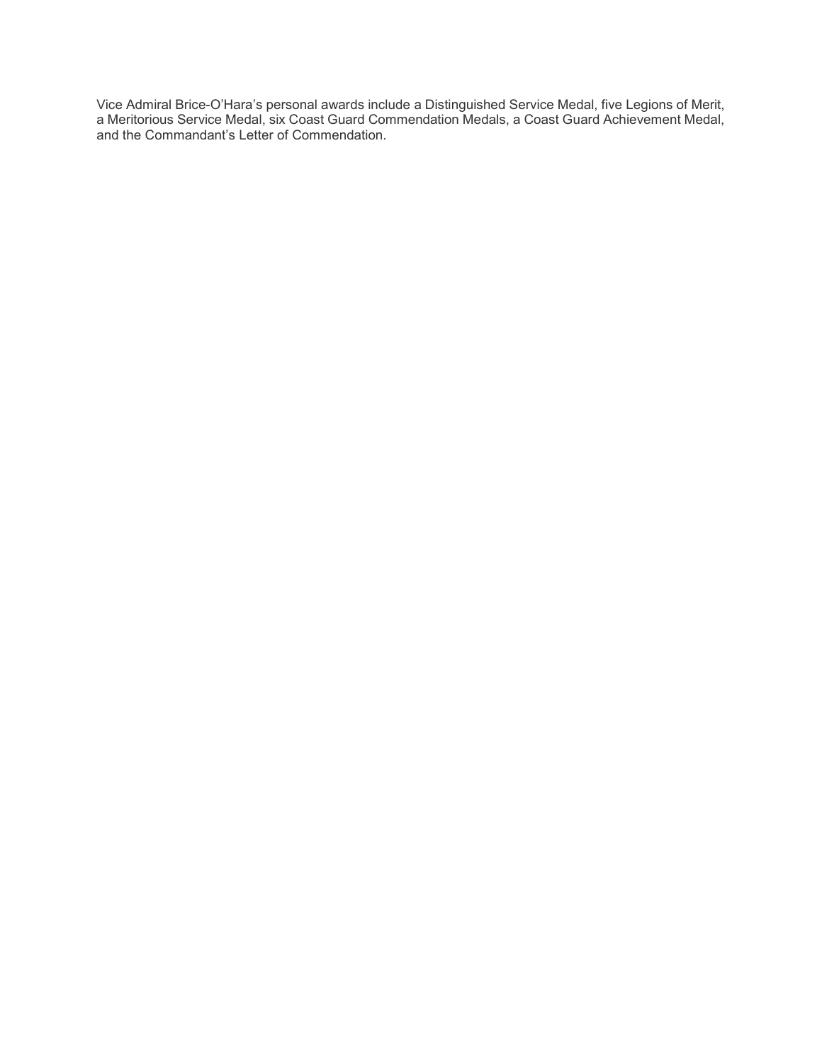Vice Admiral Brice-O'Hara's personal awards include a Distinguished Service Medal, five Legions of Merit, a Meritorious Service Medal, six Coast Guard Commendation Medals, a Coast Guard Achievement Medal, and the Commandant's Letter of Commendation.